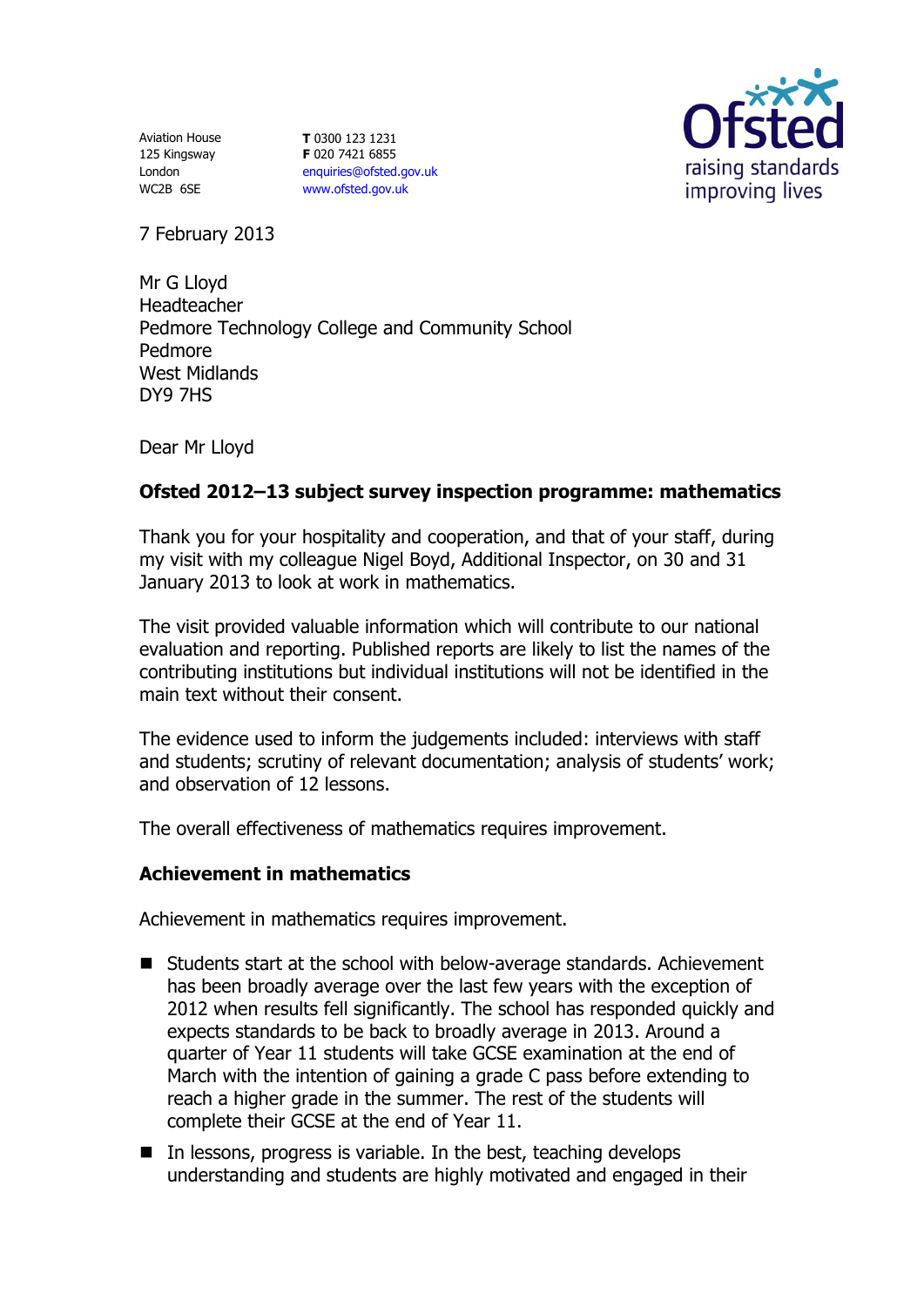Aviation House
125 Kingsway
London
WC2B 6SE

**T** 0300 123 1231
**F** 020 7421 6855
enquiries@ofsted.gov.uk
www.ofsted.gov.uk

7 February 2013

Mr G Lloyd
Headteacher
Pedmore Technology College and Community School
Pedmore
West Midlands
DY9 7HS

Dear Mr Lloyd

**Ofsted 2012–13 subject survey inspection programme: mathematics**

Thank you for your hospitality and cooperation, and that of your staff, during my visit with my colleague Nigel Boyd, Additional Inspector, on 30 and 31 January 2013 to look at work in mathematics.

The visit provided valuable information which will contribute to our national evaluation and reporting. Published reports are likely to list the names of the contributing institutions but individual institutions will not be identified in the main text without their consent.

The evidence used to inform the judgements included: interviews with staff and students; scrutiny of relevant documentation; analysis of students' work; and observation of 12 lessons.

The overall effectiveness of mathematics requires improvement.

**Achievement in mathematics**

Achievement in mathematics requires improvement.

- Students start at the school with below-average standards. Achievement has been broadly average over the last few years with the exception of 2012 when results fell significantly. The school has responded quickly and expects standards to be back to broadly average in 2013. Around a quarter of Year 11 students will take GCSE examination at the end of March with the intention of gaining a grade C pass before extending to reach a higher grade in the summer. The rest of the students will complete their GCSE at the end of Year 11.
- In lessons, progress is variable. In the best, teaching develops understanding and students are highly motivated and engaged in their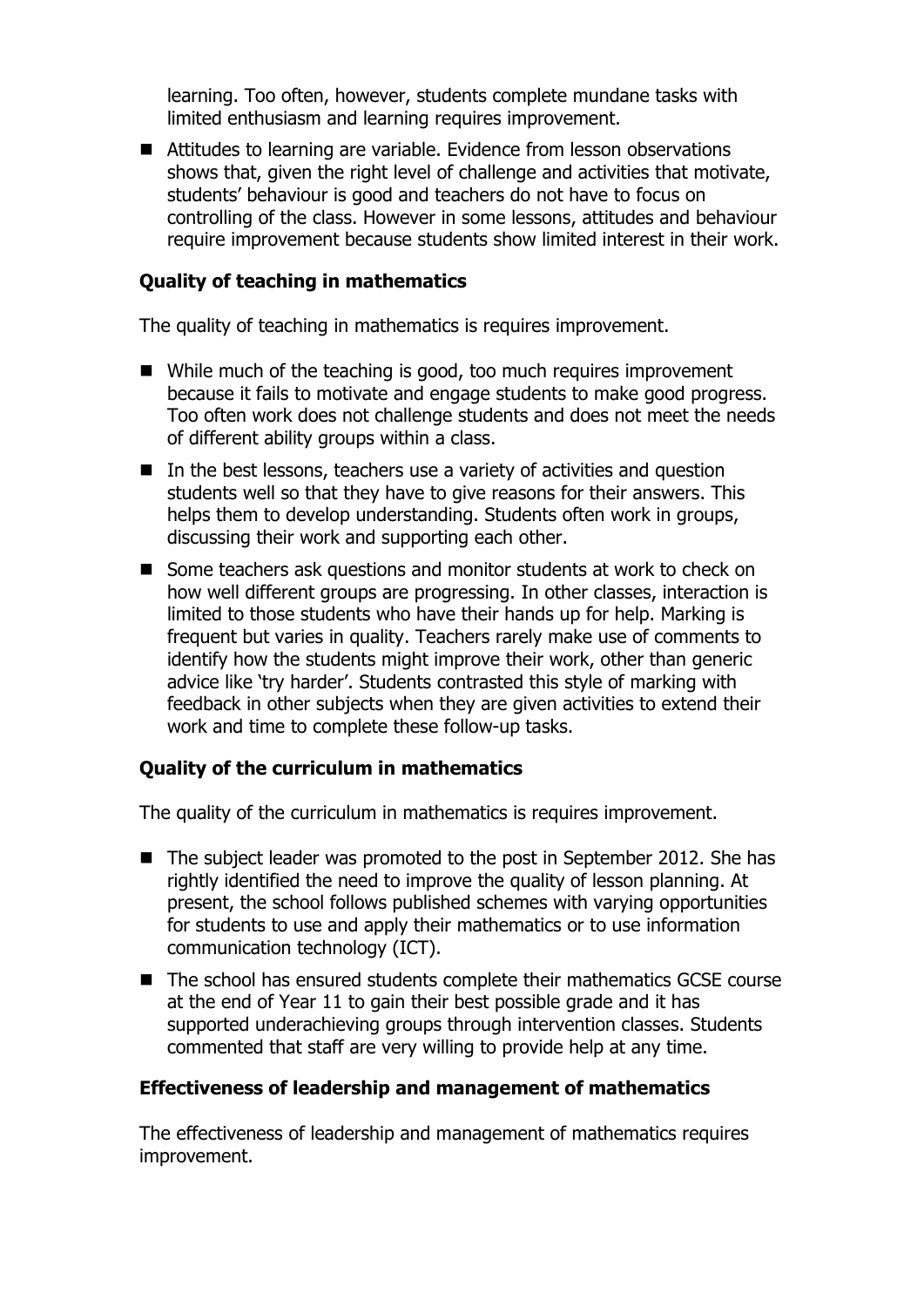learning. Too often, however, students complete mundane tasks with limited enthusiasm and learning requires improvement.

- Attitudes to learning are variable. Evidence from lesson observations shows that, given the right level of challenge and activities that motivate, students' behaviour is good and teachers do not have to focus on controlling of the class. However in some lessons, attitudes and behaviour require improvement because students show limited interest in their work.

### Quality of teaching in mathematics

The quality of teaching in mathematics is requires improvement.

- While much of the teaching is good, too much requires improvement because it fails to motivate and engage students to make good progress. Too often work does not challenge students and does not meet the needs of different ability groups within a class.
- In the best lessons, teachers use a variety of activities and question students well so that they have to give reasons for their answers. This helps them to develop understanding. Students often work in groups, discussing their work and supporting each other.
- Some teachers ask questions and monitor students at work to check on how well different groups are progressing. In other classes, interaction is limited to those students who have their hands up for help. Marking is frequent but varies in quality. Teachers rarely make use of comments to identify how the students might improve their work, other than generic advice like 'try harder'. Students contrasted this style of marking with feedback in other subjects when they are given activities to extend their work and time to complete these follow-up tasks.

### Quality of the curriculum in mathematics

The quality of the curriculum in mathematics is requires improvement.

- The subject leader was promoted to the post in September 2012. She has rightly identified the need to improve the quality of lesson planning. At present, the school follows published schemes with varying opportunities for students to use and apply their mathematics or to use information communication technology (ICT).
- The school has ensured students complete their mathematics GCSE course at the end of Year 11 to gain their best possible grade and it has supported underachieving groups through intervention classes. Students commented that staff are very willing to provide help at any time.

### Effectiveness of leadership and management of mathematics

The effectiveness of leadership and management of mathematics requires improvement.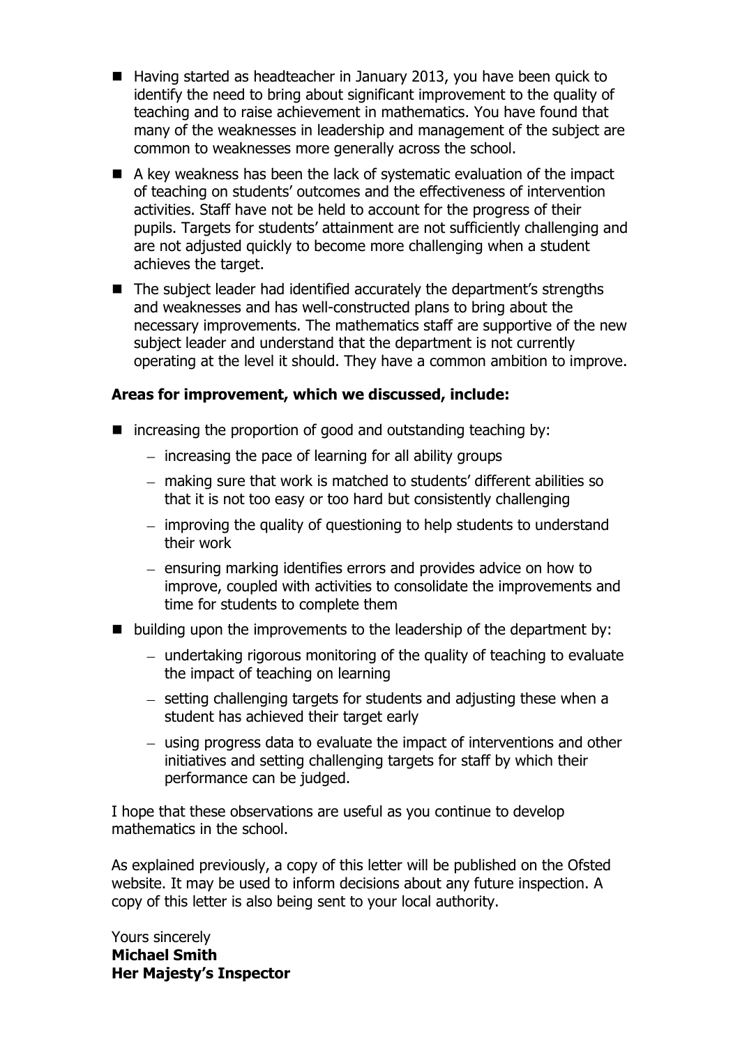- Having started as headteacher in January 2013, you have been quick to identify the need to bring about significant improvement to the quality of teaching and to raise achievement in mathematics. You have found that many of the weaknesses in leadership and management of the subject are common to weaknesses more generally across the school.
- A key weakness has been the lack of systematic evaluation of the impact of teaching on students' outcomes and the effectiveness of intervention activities. Staff have not be held to account for the progress of their pupils. Targets for students' attainment are not sufficiently challenging and are not adjusted quickly to become more challenging when a student achieves the target.
- The subject leader had identified accurately the department's strengths and weaknesses and has well-constructed plans to bring about the necessary improvements. The mathematics staff are supportive of the new subject leader and understand that the department is not currently operating at the level it should. They have a common ambition to improve.

**Areas for improvement, which we discussed, include:**

- increasing the proportion of good and outstanding teaching by:
  - increasing the pace of learning for all ability groups
  - making sure that work is matched to students' different abilities so that it is not too easy or too hard but consistently challenging
  - improving the quality of questioning to help students to understand their work
  - ensuring marking identifies errors and provides advice on how to improve, coupled with activities to consolidate the improvements and time for students to complete them
- building upon the improvements to the leadership of the department by:
  - undertaking rigorous monitoring of the quality of teaching to evaluate the impact of teaching on learning
  - setting challenging targets for students and adjusting these when a student has achieved their target early
  - using progress data to evaluate the impact of interventions and other initiatives and setting challenging targets for staff by which their performance can be judged.

I hope that these observations are useful as you continue to develop mathematics in the school.

As explained previously, a copy of this letter will be published on the Ofsted website. It may be used to inform decisions about any future inspection. A copy of this letter is also being sent to your local authority.

Yours sincerely
**Michael Smith**
**Her Majesty's Inspector**